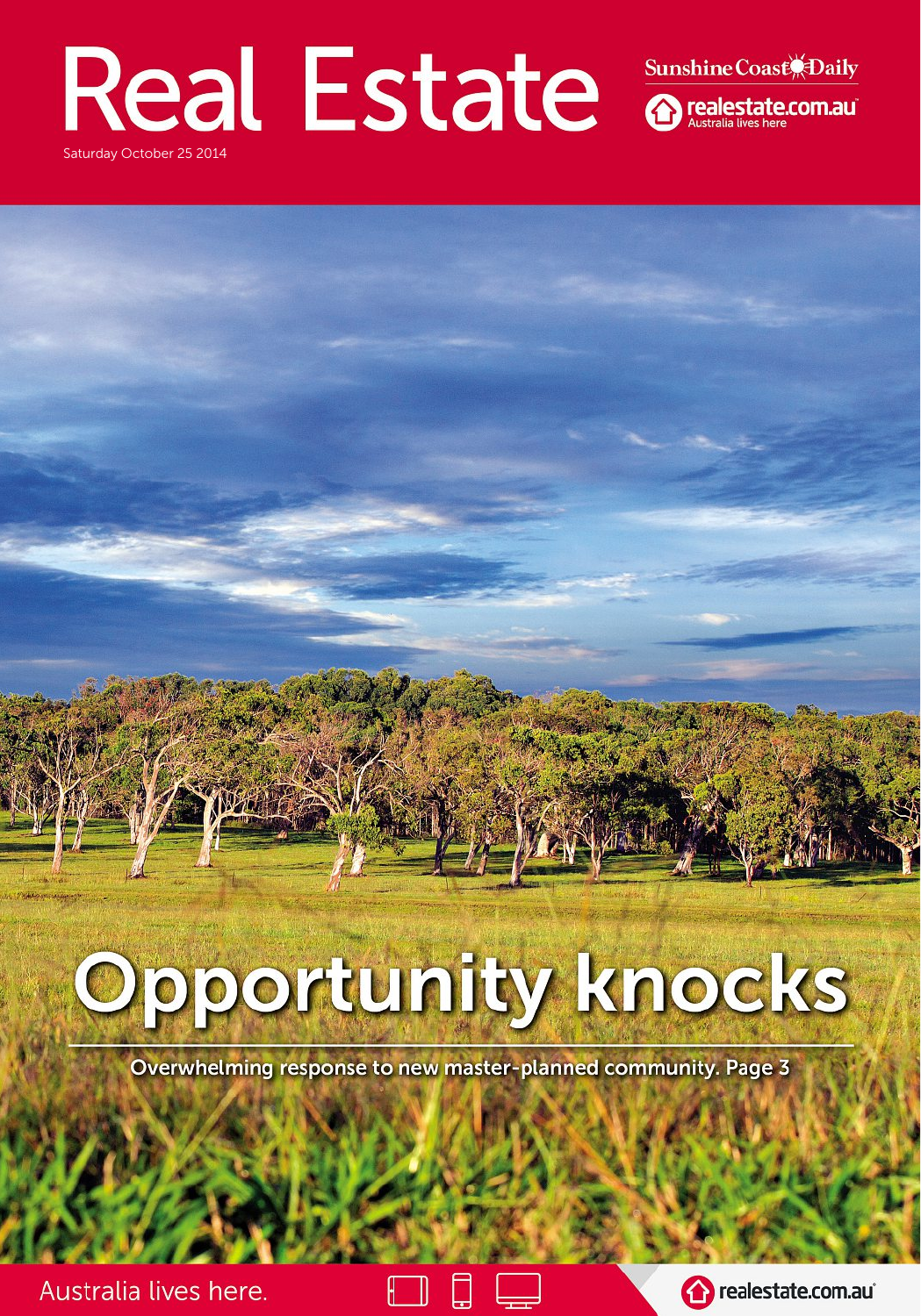# Real Estate

Saturday October 25 2014

Sunshine Coast Daily

realestate.com.au
Australia lives here

# Opportunity knocks

Overwhelming response to new master-planned community. Page 3

Australia lives here.

realestate.com.au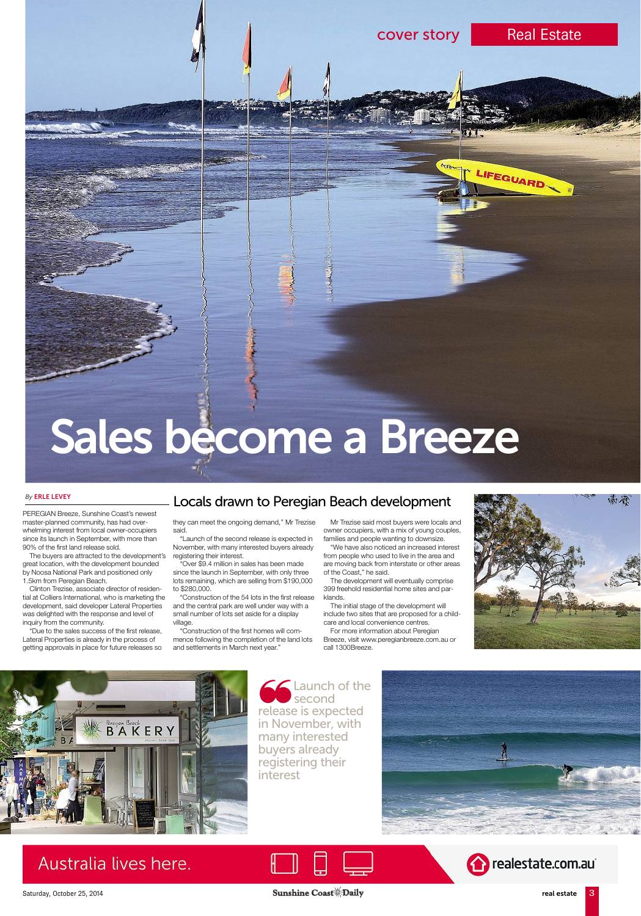cover story

Real Estate

# Sales become a Breeze

## Locals drawn to Peregian Beach development

*By* **ERLE LEVEY**

PEREGIAN Breeze, Sunshine Coast's newest master-planned community, has had overwhelming interest from local owner-occupiers since its launch in September, with more than 90% of the first land release sold.

The buyers are attracted to the development's great location, with the development bounded by Noosa National Park and positioned only 1.5km from Peregian Beach.

Clinton Trezise, associate director of residential at Colliers International, who is marketing the development, said developer Lateral Properties was delighted with the response and level of inquiry from the community.

"Due to the sales success of the first release, Lateral Properties is already in the process of getting approvals in place for future releases so they can meet the ongoing demand," Mr Trezise said.

"Launch of the second release is expected in November, with many interested buyers already registering their interest.

"Over $9.4 million in sales has been made since the launch in September, with only three lots remaining, which are selling from $190,000 to $280,000.

"Construction of the 54 lots in the first release and the central park are well under way with a small number of lots set aside for a display village.

"Construction of the first homes will commence following the completion of the land lots and settlements in March next year."

Mr Trezise said most buyers were locals and owner occupiers, with a mix of young couples, families and people wanting to downsize.

"We have also noticed an increased interest from people who used to live in the area and are moving back from interstate or other areas of the Coast," he said.

The development will eventually comprise 399 freehold residential home sites and parklands.

The initial stage of the development will include two sites that are proposed for a childcare and local convenience centres.

For more information about Peregian Breeze, visit www.peregianbreeze.com.au or call 1300Breeze.

> Launch of the second release is expected in November, with many interested buyers already registering their interest

Australia lives here.

realestate.com.au

Saturday, October 25, 2014